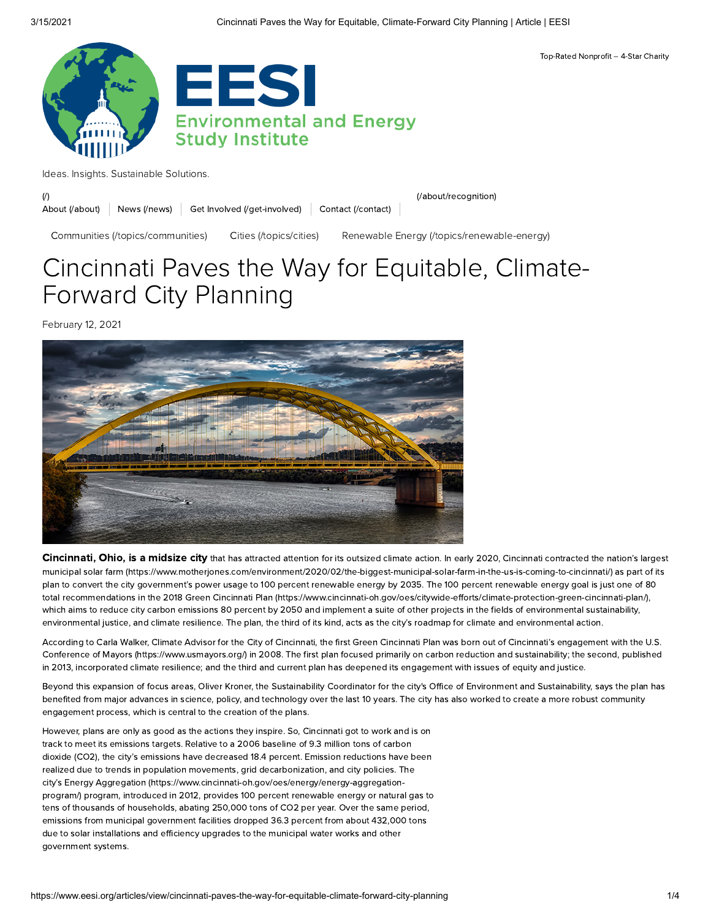Top-Rated Nonprofit – 4-Star Charity

# EESI

Environmental and Energy Study Institute

Ideas. Insights. Sustainable Solutions.

(/) (/about/recognition)

About (/about) | News (/news) | Get Involved (/get-involved) | Contact (/contact)

Communities (/topics/communities) Cities (/topics/cities) Renewable Energy (/topics/renewable-energy)

# Cincinnati Paves the Way for Equitable, Climate-Forward City Planning

February 12, 2021

**Cincinnati, Ohio, is a midsize city** that has attracted attention for its outsized climate action. In early 2020, Cincinnati contracted the nation's largest municipal solar farm (https://www.motherjones.com/environment/2020/02/the-biggest-municipal-solar-farm-in-the-us-is-coming-to-cincinnati/) as part of its plan to convert the city government's power usage to 100 percent renewable energy by 2035. The 100 percent renewable energy goal is just one of 80 total recommendations in the 2018 Green Cincinnati Plan (https://www.cincinnati-oh.gov/oes/citywide-efforts/climate-protection-green-cincinnati-plan/), which aims to reduce city carbon emissions 80 percent by 2050 and implement a suite of other projects in the fields of environmental sustainability, environmental justice, and climate resilience. The plan, the third of its kind, acts as the city's roadmap for climate and environmental action.

According to Carla Walker, Climate Advisor for the City of Cincinnati, the first Green Cincinnati Plan was born out of Cincinnati's engagement with the U.S. Conference of Mayors (https://www.usmayors.org/) in 2008. The first plan focused primarily on carbon reduction and sustainability; the second, published in 2013, incorporated climate resilience; and the third and current plan has deepened its engagement with issues of equity and justice.

Beyond this expansion of focus areas, Oliver Kroner, the Sustainability Coordinator for the city's Office of Environment and Sustainability, says the plan has benefited from major advances in science, policy, and technology over the last 10 years. The city has also worked to create a more robust community engagement process, which is central to the creation of the plans.

However, plans are only as good as the actions they inspire. So, Cincinnati got to work and is on track to meet its emissions targets. Relative to a 2006 baseline of 9.3 million tons of carbon dioxide ($CO_2$), the city's emissions have decreased 18.4 percent. Emission reductions have been realized due to trends in population movements, grid decarbonization, and city policies. The city's Energy Aggregation (https://www.cincinnati-oh.gov/oes/energy/energy-aggregation-program/) program, introduced in 2012, provides 100 percent renewable energy or natural gas to tens of thousands of households, abating 250,000 tons of $CO_2$ per year. Over the same period, emissions from municipal government facilities dropped 36.3 percent from about 432,000 tons due to solar installations and efficiency upgrades to the municipal water works and other government systems.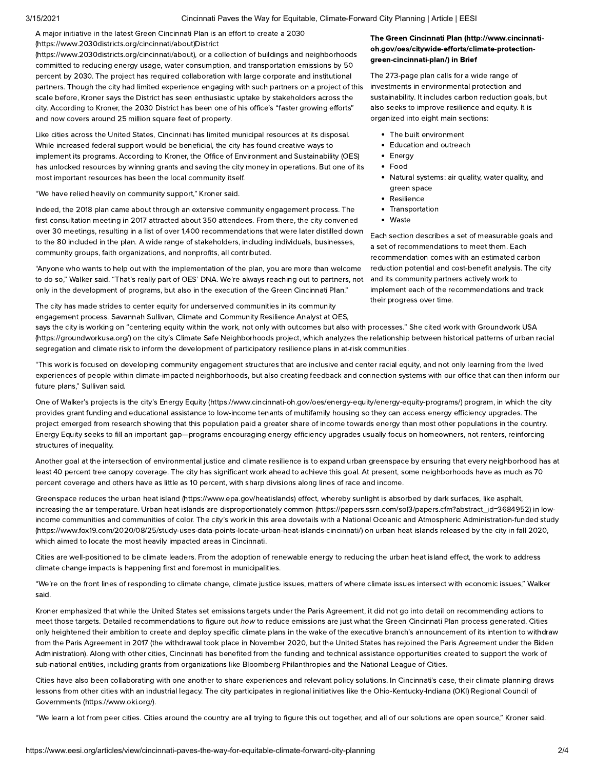A major initiative in the latest Green Cincinnati Plan is an effort to create a 2030 (https://www.2030districts.org/cincinnati/about)District (https://www.2030districts.org/cincinnati/about), or a collection of buildings and neighborhoods committed to reducing energy usage, water consumption, and transportation emissions by 50 percent by 2030. The project has required collaboration with large corporate and institutional partners. Though the city had limited experience engaging with such partners on a project of this scale before, Kroner says the District has seen enthusiastic uptake by stakeholders across the city. According to Kroner, the 2030 District has been one of his office's "faster growing efforts" and now covers around 25 million square feet of property.

Like cities across the United States, Cincinnati has limited municipal resources at its disposal. While increased federal support would be beneficial, the city has found creative ways to implement its programs. According to Kroner, the Office of Environment and Sustainability (OES) has unlocked resources by winning grants and saving the city money in operations. But one of its most important resources has been the local community itself.

"We have relied heavily on community support," Kroner said.

Indeed, the 2018 plan came about through an extensive community engagement process. The first consultation meeting in 2017 attracted about 350 attendees. From there, the city convened over 30 meetings, resulting in a list of over 1,400 recommendations that were later distilled down to the 80 included in the plan. A wide range of stakeholders, including individuals, businesses, community groups, faith organizations, and nonprofits, all contributed.

"Anyone who wants to help out with the implementation of the plan, you are more than welcome to do so," Walker said. "That's really part of OES' DNA. We're always reaching out to partners, not only in the development of programs, but also in the execution of the Green Cincinnati Plan."

**The Green Cincinnati Plan (http://www.cincinnati-oh.gov/oes/citywide-efforts/climate-protection-green-cincinnati-plan/) in Brief**

The 273-page plan calls for a wide range of investments in environmental protection and sustainability. It includes carbon reduction goals, but also seeks to improve resilience and equity. It is organized into eight main sections:

- The built environment
- Education and outreach
- Energy
- Food
- Natural systems: air quality, water quality, and green space
- Resilience
- Transportation
- Waste

Each section describes a set of measurable goals and a set of recommendations to meet them. Each recommendation comes with an estimated carbon reduction potential and cost-benefit analysis. The city and its community partners actively work to implement each of the recommendations and track their progress over time.

The city has made strides to center equity for underserved communities in its community engagement process. Savannah Sullivan, Climate and Community Resilience Analyst at OES, says the city is working on "centering equity within the work, not only with outcomes but also with processes." She cited work with Groundwork USA (https://groundworkusa.org/) on the city's Climate Safe Neighborhoods project, which analyzes the relationship between historical patterns of urban racial segregation and climate risk to inform the development of participatory resilience plans in at-risk communities.

"This work is focused on developing community engagement structures that are inclusive and center racial equity, and not only learning from the lived experiences of people within climate-impacted neighborhoods, but also creating feedback and connection systems with our office that can then inform our future plans," Sullivan said.

One of Walker's projects is the city's Energy Equity (https://www.cincinnati-oh.gov/oes/energy-equity/energy-equity-programs/) program, in which the city provides grant funding and educational assistance to low-income tenants of multifamily housing so they can access energy efficiency upgrades. The project emerged from research showing that this population paid a greater share of income towards energy than most other populations in the country. Energy Equity seeks to fill an important gap—programs encouraging energy efficiency upgrades usually focus on homeowners, not renters, reinforcing structures of inequality.

Another goal at the intersection of environmental justice and climate resilience is to expand urban greenspace by ensuring that every neighborhood has at least 40 percent tree canopy coverage. The city has significant work ahead to achieve this goal. At present, some neighborhoods have as much as 70 percent coverage and others have as little as 10 percent, with sharp divisions along lines of race and income.

Greenspace reduces the urban heat island (https://www.epa.gov/heatislands) effect, whereby sunlight is absorbed by dark surfaces, like asphalt, increasing the air temperature. Urban heat islands are disproportionately common (https://papers.ssrn.com/sol3/papers.cfm?abstract_id=3684952) in low-income communities and communities of color. The city's work in this area dovetails with a National Oceanic and Atmospheric Administration-funded study (https://www.fox19.com/2020/08/25/study-uses-data-points-locate-urban-heat-islands-cincinnati/) on urban heat islands released by the city in fall 2020, which aimed to locate the most heavily impacted areas in Cincinnati.

Cities are well-positioned to be climate leaders. From the adoption of renewable energy to reducing the urban heat island effect, the work to address climate change impacts is happening first and foremost in municipalities.

"We're on the front lines of responding to climate change, climate justice issues, matters of where climate issues intersect with economic issues," Walker said.

Kroner emphasized that while the United States set emissions targets under the Paris Agreement, it did not go into detail on recommending actions to meet those targets. Detailed recommendations to figure out *how* to reduce emissions are just what the Green Cincinnati Plan process generated. Cities only heightened their ambition to create and deploy specific climate plans in the wake of the executive branch's announcement of its intention to withdraw from the Paris Agreement in 2017 (the withdrawal took place in November 2020, but the United States has rejoined the Paris Agreement under the Biden Administration). Along with other cities, Cincinnati has benefited from the funding and technical assistance opportunities created to support the work of sub-national entities, including grants from organizations like Bloomberg Philanthropies and the National League of Cities.

Cities have also been collaborating with one another to share experiences and relevant policy solutions. In Cincinnati's case, their climate planning draws lessons from other cities with an industrial legacy. The city participates in regional initiatives like the Ohio-Kentucky-Indiana (OKI) Regional Council of Governments (https://www.oki.org/).

"We learn a lot from peer cities. Cities around the country are all trying to figure this out together, and all of our solutions are open source," Kroner said.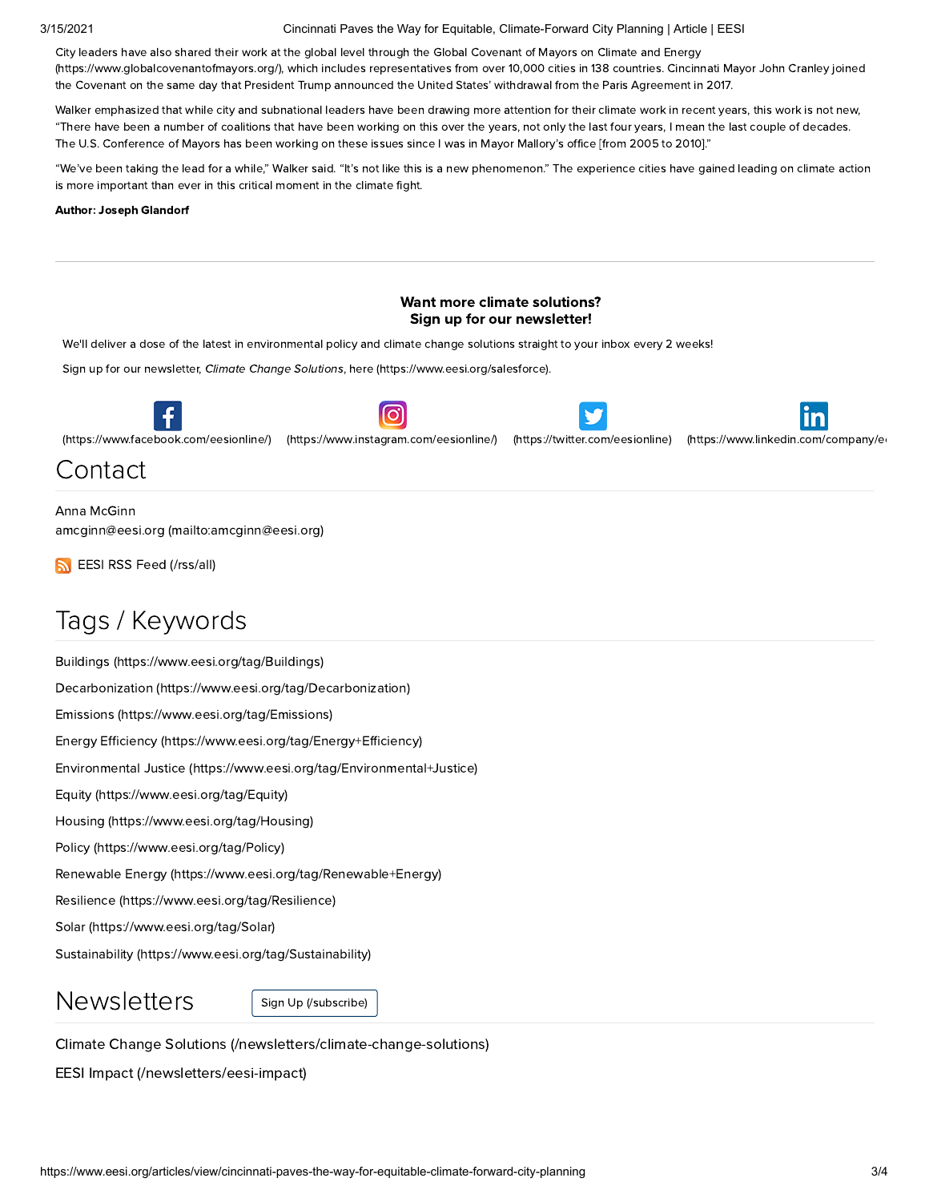City leaders have also shared their work at the global level through the Global Covenant of Mayors on Climate and Energy (https://www.globalcovenantofmayors.org/), which includes representatives from over 10,000 cities in 138 countries. Cincinnati Mayor John Cranley joined the Covenant on the same day that President Trump announced the United States' withdrawal from the Paris Agreement in 2017.

Walker emphasized that while city and subnational leaders have been drawing more attention for their climate work in recent years, this work is not new, "There have been a number of coalitions that have been working on this over the years, not only the last four years, I mean the last couple of decades. The U.S. Conference of Mayors has been working on these issues since I was in Mayor Mallory's office [from 2005 to 2010]."

"We've been taking the lead for a while," Walker said. "It's not like this is a new phenomenon." The experience cities have gained leading on climate action is more important than ever in this critical moment in the climate fight.

**Author: Joseph Glandorf**

---

**Want more climate solutions?**
**Sign up for our newsletter!**

We'll deliver a dose of the latest in environmental policy and climate change solutions straight to your inbox every 2 weeks!

Sign up for our newsletter, *Climate Change Solutions*, here (https://www.eesi.org/salesforce).

(https://www.facebook.com/eesionline/) (https://www.instagram.com/eesionline/) (https://twitter.com/eesionline) (https://www.linkedin.com/company/e

# Contact

Anna McGinn
amcginn@eesi.org (mailto:amcginn@eesi.org)

EESI RSS Feed (/rss/all)

# Tags / Keywords

Buildings (https://www.eesi.org/tag/Buildings)

Decarbonization (https://www.eesi.org/tag/Decarbonization)

Emissions (https://www.eesi.org/tag/Emissions)

Energy Efficiency (https://www.eesi.org/tag/Energy+Efficiency)

Environmental Justice (https://www.eesi.org/tag/Environmental+Justice)

Equity (https://www.eesi.org/tag/Equity)

Housing (https://www.eesi.org/tag/Housing)

Policy (https://www.eesi.org/tag/Policy)

Renewable Energy (https://www.eesi.org/tag/Renewable+Energy)

Resilience (https://www.eesi.org/tag/Resilience)

Solar (https://www.eesi.org/tag/Solar)

Sustainability (https://www.eesi.org/tag/Sustainability)

# Newsletters

Sign Up (/subscribe)

Climate Change Solutions (/newsletters/climate-change-solutions)

EESI Impact (/newsletters/eesi-impact)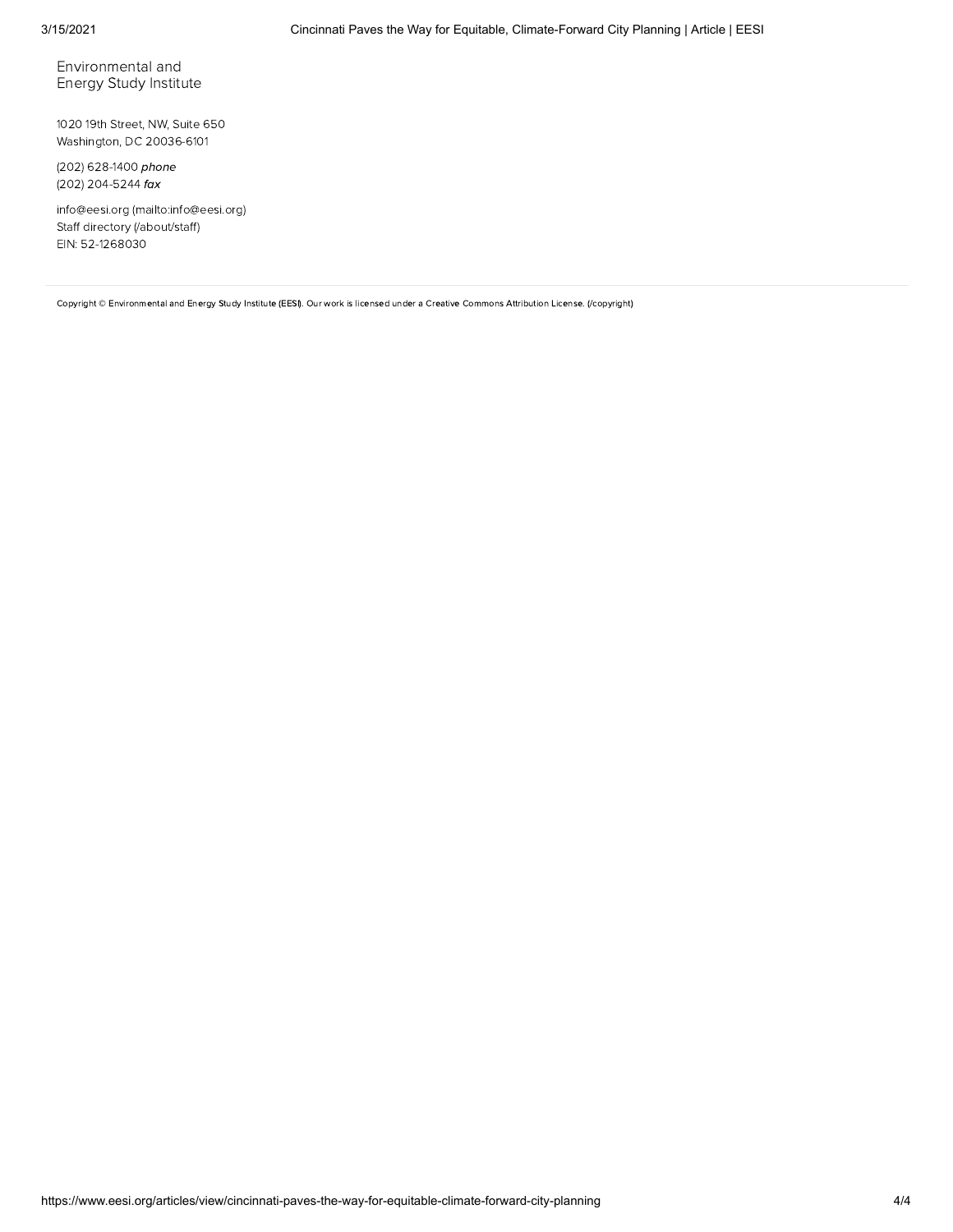Environmental and
Energy Study Institute

1020 19th Street, NW, Suite 650
Washington, DC 20036-6101

(202) 628-1400 *phone*
(202) 204-5244 *fax*

info@eesi.org (mailto:info@eesi.org)
Staff directory (/about/staff)
EIN: 52-1268030

---

Copyright © Environmental and Energy Study Institute (EESI). Our work is licensed under a Creative Commons Attribution License. (/copyright)